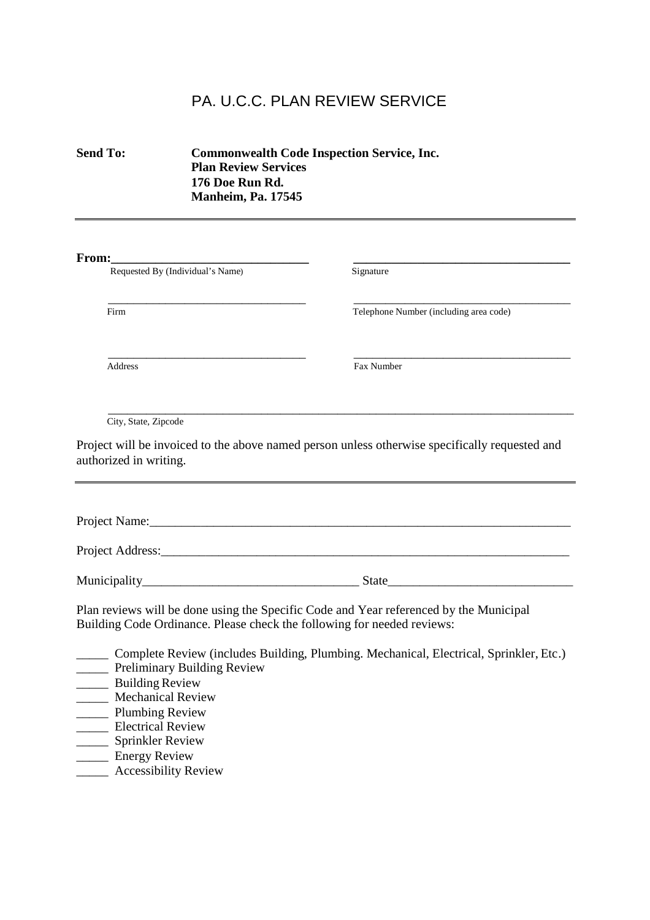# PA. U.C.C. PLAN REVIEW SERVICE

**Send To:** **Commonwealth Code Inspection Service, Inc.**
**Plan Review Services**
**176 Doe Run Rd.**
**Manheim, Pa. 17545**

---

**From:**_______________________________ ___________________________________

Requested By (Individual's Name) Signature

_______________________________ ___________________________________

Firm Telephone Number (including area code)

_______________________________ ___________________________________

Address Fax Number

_____________________________________________________________________________

City, State, Zipcode

Project will be invoiced to the above named person unless otherwise specifically requested and authorized in writing.

---

Project Name:_____________________________________________________________________

Project Address:___________________________________________________________________

Municipality__________________________________ State_____________________________

Plan reviews will be done using the Specific Code and Year referenced by the Municipal Building Code Ordinance. Please check the following for needed reviews:

_____ Complete Review (includes Building, Plumbing. Mechanical, Electrical, Sprinkler, Etc.)
_____ Preliminary Building Review
_____ Building Review
_____ Mechanical Review
_____ Plumbing Review
_____ Electrical Review
_____ Sprinkler Review
_____ Energy Review
_____ Accessibility Review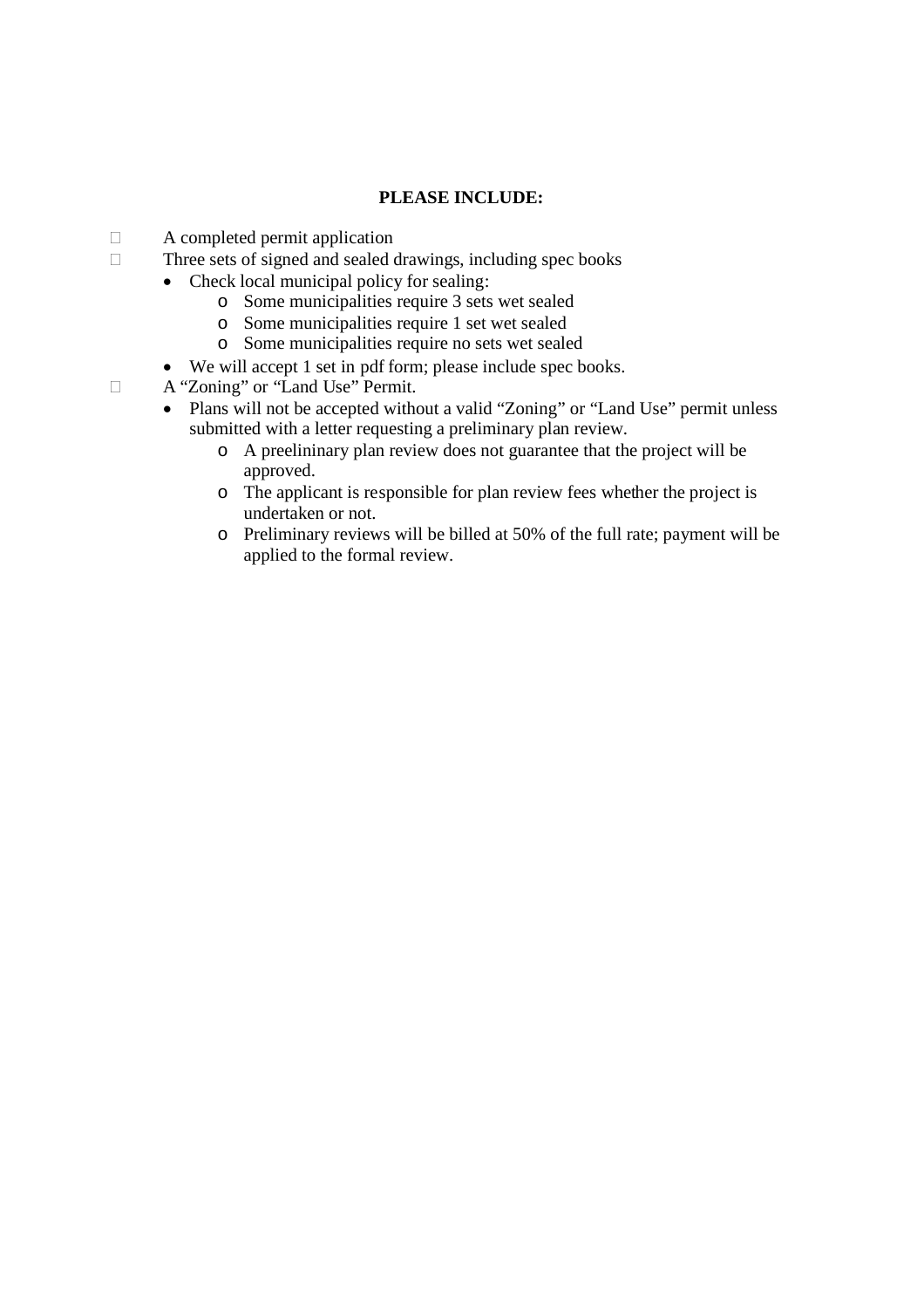**PLEASE INCLUDE:**

- A completed permit application
- Three sets of signed and sealed drawings, including spec books
  - Check local municipal policy for sealing:
    - Some municipalities require 3 sets wet sealed
    - Some municipalities require 1 set wet sealed
    - Some municipalities require no sets wet sealed
  - We will accept 1 set in pdf form; please include spec books.
- A "Zoning" or "Land Use" Permit.
  - Plans will not be accepted without a valid "Zoning" or "Land Use" permit unless submitted with a letter requesting a preliminary plan review.
    - A preelininary plan review does not guarantee that the project will be approved.
    - The applicant is responsible for plan review fees whether the project is undertaken or not.
    - Preliminary reviews will be billed at 50% of the full rate; payment will be applied to the formal review.